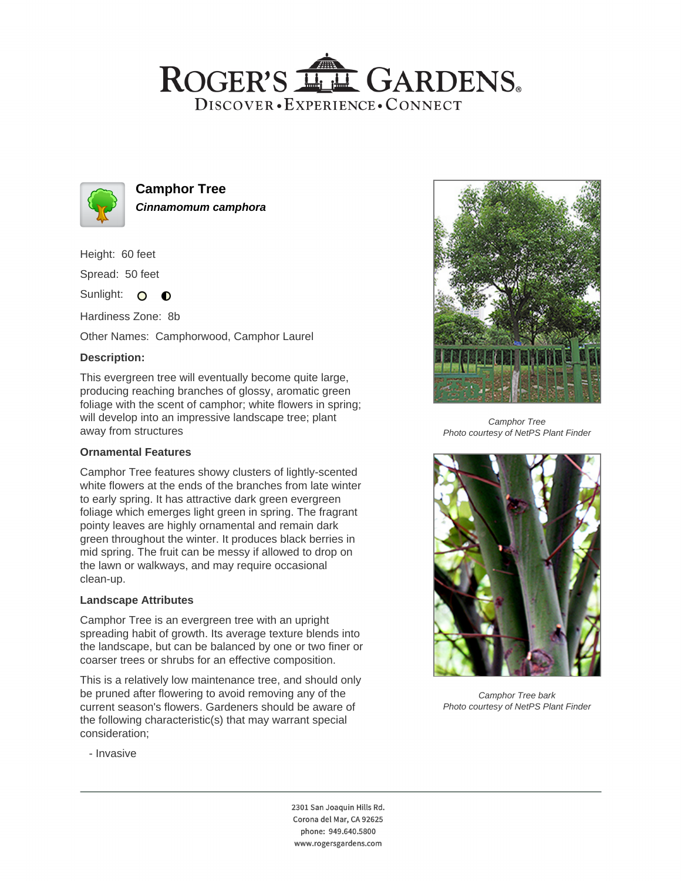# Camphor Tree

***Cinnamomum camphora***

Height: 60 feet

Spread: 50 feet

Sunlight: ○ ◐

Hardiness Zone: 8b

Other Names: Camphorwood, Camphor Laurel

### Description:

This evergreen tree will eventually become quite large, producing reaching branches of glossy, aromatic green foliage with the scent of camphor; white flowers in spring; will develop into an impressive landscape tree; plant away from structures

### Ornamental Features

Camphor Tree features showy clusters of lightly-scented white flowers at the ends of the branches from late winter to early spring. It has attractive dark green evergreen foliage which emerges light green in spring. The fragrant pointy leaves are highly ornamental and remain dark green throughout the winter. It produces black berries in mid spring. The fruit can be messy if allowed to drop on the lawn or walkways, and may require occasional clean-up.

### Landscape Attributes

Camphor Tree is an evergreen tree with an upright spreading habit of growth. Its average texture blends into the landscape, but can be balanced by one or two finer or coarser trees or shrubs for an effective composition.

This is a relatively low maintenance tree, and should only be pruned after flowering to avoid removing any of the current season's flowers. Gardeners should be aware of the following characteristic(s) that may warrant special consideration;

- Invasive

*Camphor Tree*
*Photo courtesy of NetPS Plant Finder*

*Camphor Tree bark*
*Photo courtesy of NetPS Plant Finder*

2301 San Joaquin Hills Rd.
Corona del Mar, CA 92625
phone: 949.640.5800
www.rogersgardens.com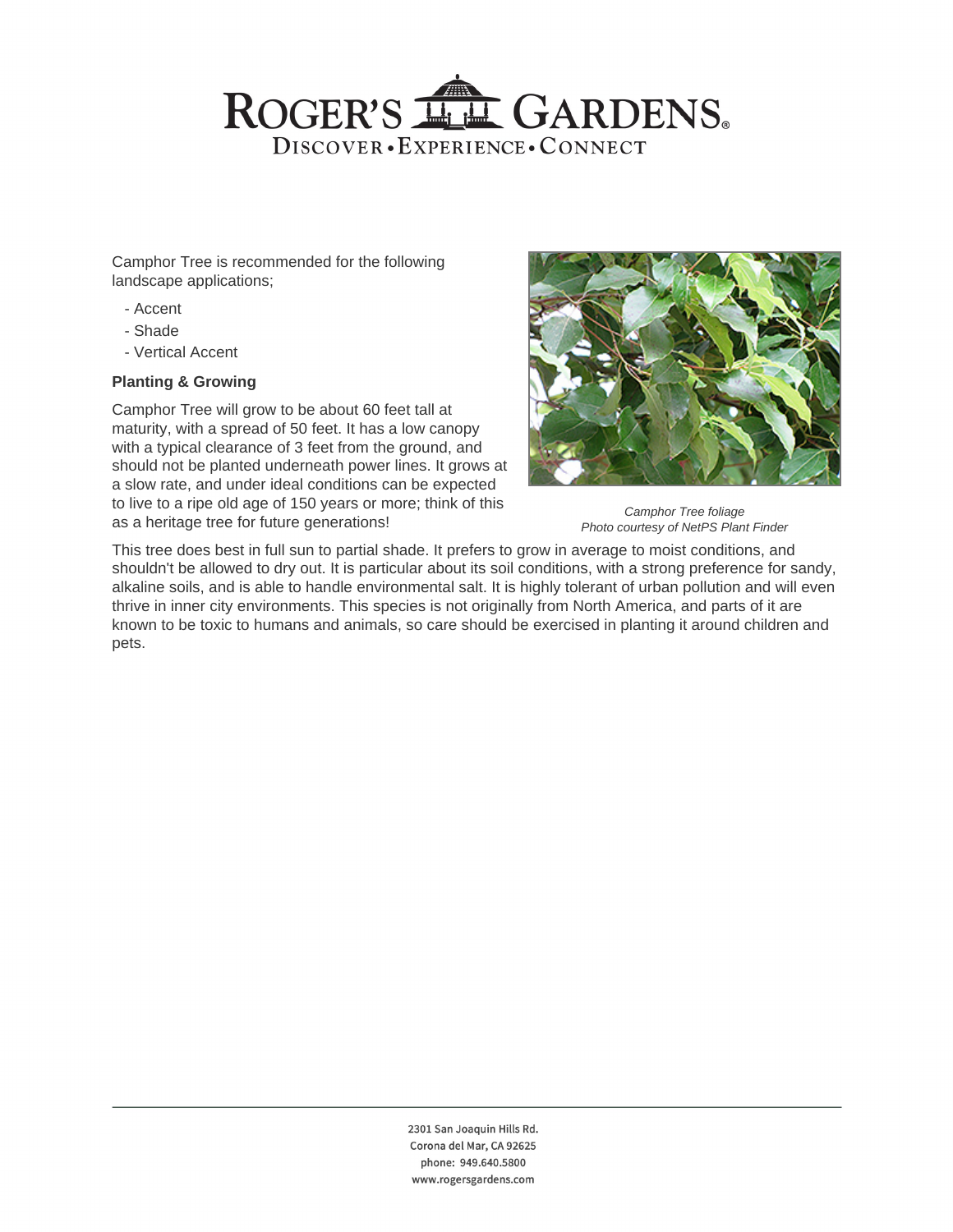Camphor Tree is recommended for the following landscape applications;

- Accent
- Shade
- Vertical Accent

**Planting & Growing**

Camphor Tree will grow to be about 60 feet tall at maturity, with a spread of 50 feet. It has a low canopy with a typical clearance of 3 feet from the ground, and should not be planted underneath power lines. It grows at a slow rate, and under ideal conditions can be expected to live to a ripe old age of 150 years or more; think of this as a heritage tree for future generations!

*Camphor Tree foliage*
*Photo courtesy of NetPS Plant Finder*

This tree does best in full sun to partial shade. It prefers to grow in average to moist conditions, and shouldn't be allowed to dry out. It is particular about its soil conditions, with a strong preference for sandy, alkaline soils, and is able to handle environmental salt. It is highly tolerant of urban pollution and will even thrive in inner city environments. This species is not originally from North America, and parts of it are known to be toxic to humans and animals, so care should be exercised in planting it around children and pets.